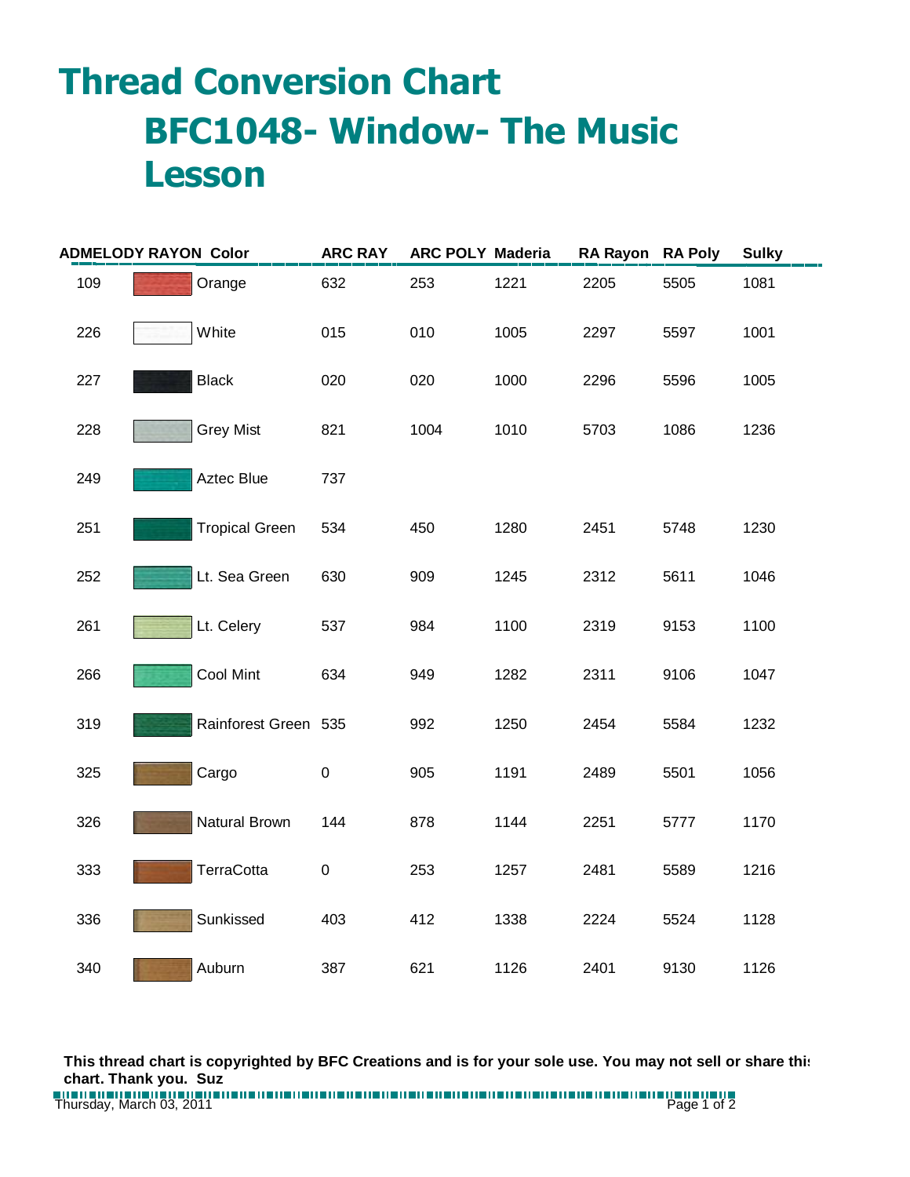# Thread Conversion Chart

## BFC1048- Window- The Music Lesson

| ADMELODY RAYON | Color | ARC RAY | ARC POLY | Maderia | RA Rayon | RA Poly | Sulky |
|---|---|---|---|---|---|---|---|
| 109 | Orange | 632 | 253 | 1221 | 2205 | 5505 | 1081 |
| 226 | White | 015 | 010 | 1005 | 2297 | 5597 | 1001 |
| 227 | Black | 020 | 020 | 1000 | 2296 | 5596 | 1005 |
| 228 | Grey Mist | 821 | 1004 | 1010 | 5703 | 1086 | 1236 |
| 249 | Aztec Blue | 737 | | | | | |
| 251 | Tropical Green | 534 | 450 | 1280 | 2451 | 5748 | 1230 |
| 252 | Lt. Sea Green | 630 | 909 | 1245 | 2312 | 5611 | 1046 |
| 261 | Lt. Celery | 537 | 984 | 1100 | 2319 | 9153 | 1100 |
| 266 | Cool Mint | 634 | 949 | 1282 | 2311 | 9106 | 1047 |
| 319 | Rainforest Green | 535 | 992 | 1250 | 2454 | 5584 | 1232 |
| 325 | Cargo | 0 | 905 | 1191 | 2489 | 5501 | 1056 |
| 326 | Natural Brown | 144 | 878 | 1144 | 2251 | 5777 | 1170 |
| 333 | TerraCotta | 0 | 253 | 1257 | 2481 | 5589 | 1216 |
| 336 | Sunkissed | 403 | 412 | 1338 | 2224 | 5524 | 1128 |
| 340 | Auburn | 387 | 621 | 1126 | 2401 | 9130 | 1126 |

**This thread chart is copyrighted by BFC Creations and is for your sole use. You may not sell or share this chart. Thank you. Suz**

Thursday, March 03, 2011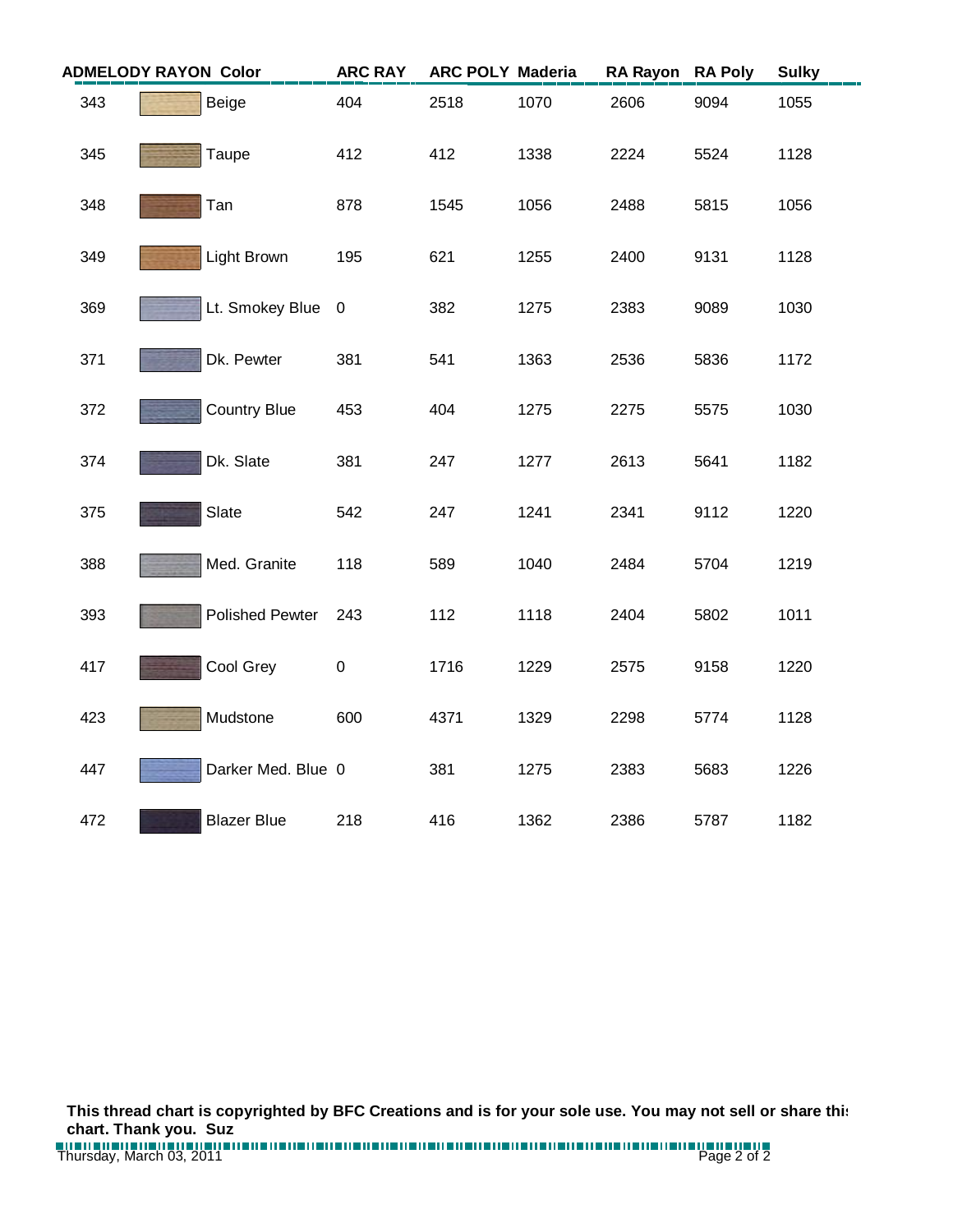| ADMELODY RAYON | Color | ARC RAY | ARC POLY | Maderia | RA Rayon | RA Poly | Sulky |
|---|---|---|---|---|---|---|---|
| 343 | Beige | 404 | 2518 | 1070 | 2606 | 9094 | 1055 |
| 345 | Taupe | 412 | 412 | 1338 | 2224 | 5524 | 1128 |
| 348 | Tan | 878 | 1545 | 1056 | 2488 | 5815 | 1056 |
| 349 | Light Brown | 195 | 621 | 1255 | 2400 | 9131 | 1128 |
| 369 | Lt. Smokey Blue | 0 | 382 | 1275 | 2383 | 9089 | 1030 |
| 371 | Dk. Pewter | 381 | 541 | 1363 | 2536 | 5836 | 1172 |
| 372 | Country Blue | 453 | 404 | 1275 | 2275 | 5575 | 1030 |
| 374 | Dk. Slate | 381 | 247 | 1277 | 2613 | 5641 | 1182 |
| 375 | Slate | 542 | 247 | 1241 | 2341 | 9112 | 1220 |
| 388 | Med. Granite | 118 | 589 | 1040 | 2484 | 5704 | 1219 |
| 393 | Polished Pewter | 243 | 112 | 1118 | 2404 | 5802 | 1011 |
| 417 | Cool Grey | 0 | 1716 | 1229 | 2575 | 9158 | 1220 |
| 423 | Mudstone | 600 | 4371 | 1329 | 2298 | 5774 | 1128 |
| 447 | Darker Med. Blue | 0 | 381 | 1275 | 2383 | 5683 | 1226 |
| 472 | Blazer Blue | 218 | 416 | 1362 | 2386 | 5787 | 1182 |

**This thread chart is copyrighted by BFC Creations and is for your sole use. You may not sell or share this chart. Thank you. Suz**

Thursday, March 03, 2011